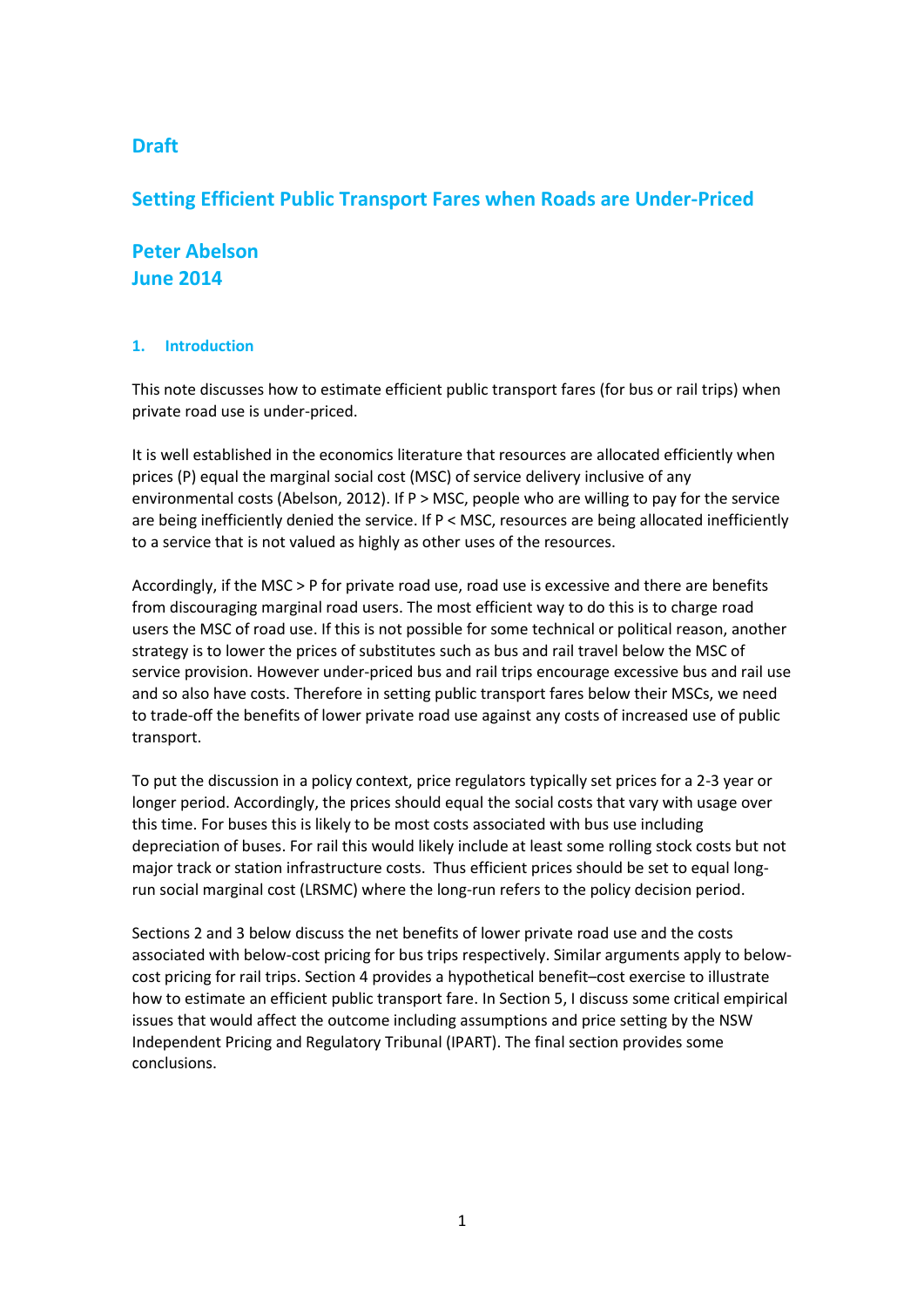Draft

# Setting Efficient Public Transport Fares when Roads are Under-Priced

**Peter Abelson**
**June 2014**

## 1. Introduction

This note discusses how to estimate efficient public transport fares (for bus or rail trips) when private road use is under-priced.

It is well established in the economics literature that resources are allocated efficiently when prices (P) equal the marginal social cost (MSC) of service delivery inclusive of any environmental costs (Abelson, 2012). If P > MSC, people who are willing to pay for the service are being inefficiently denied the service. If P < MSC, resources are being allocated inefficiently to a service that is not valued as highly as other uses of the resources.

Accordingly, if the MSC > P for private road use, road use is excessive and there are benefits from discouraging marginal road users. The most efficient way to do this is to charge road users the MSC of road use. If this is not possible for some technical or political reason, another strategy is to lower the prices of substitutes such as bus and rail travel below the MSC of service provision. However under-priced bus and rail trips encourage excessive bus and rail use and so also have costs. Therefore in setting public transport fares below their MSCs, we need to trade-off the benefits of lower private road use against any costs of increased use of public transport.

To put the discussion in a policy context, price regulators typically set prices for a 2-3 year or longer period. Accordingly, the prices should equal the social costs that vary with usage over this time. For buses this is likely to be most costs associated with bus use including depreciation of buses. For rail this would likely include at least some rolling stock costs but not major track or station infrastructure costs. Thus efficient prices should be set to equal long-run social marginal cost (LRSMC) where the long-run refers to the policy decision period.

Sections 2 and 3 below discuss the net benefits of lower private road use and the costs associated with below-cost pricing for bus trips respectively. Similar arguments apply to below-cost pricing for rail trips. Section 4 provides a hypothetical benefit–cost exercise to illustrate how to estimate an efficient public transport fare. In Section 5, I discuss some critical empirical issues that would affect the outcome including assumptions and price setting by the NSW Independent Pricing and Regulatory Tribunal (IPART). The final section provides some conclusions.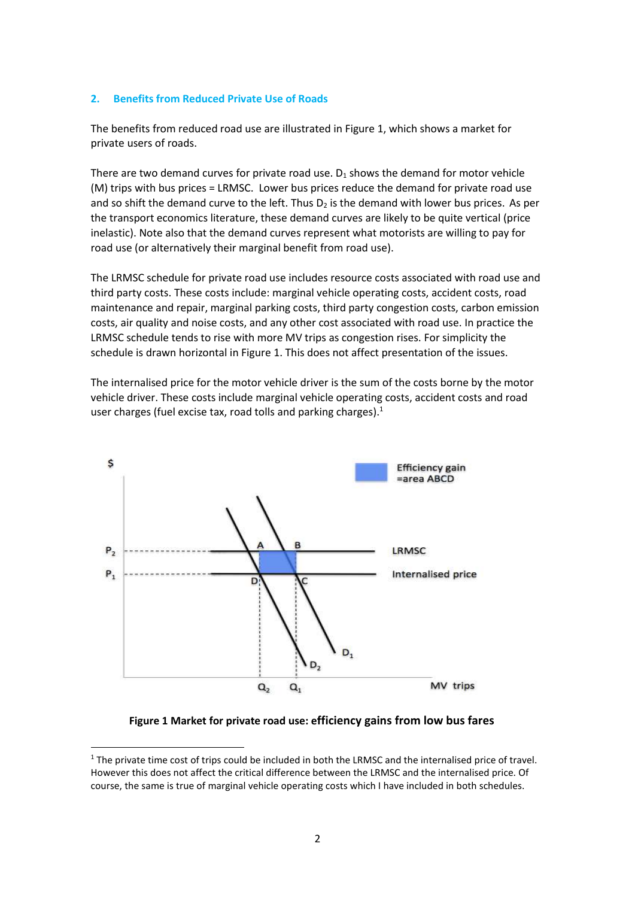## 2. Benefits from Reduced Private Use of Roads

The benefits from reduced road use are illustrated in Figure 1, which shows a market for private users of roads.

There are two demand curves for private road use. $D_1$ shows the demand for motor vehicle (M) trips with bus prices = LRMSC. Lower bus prices reduce the demand for private road use and so shift the demand curve to the left. Thus $D_2$ is the demand with lower bus prices. As per the transport economics literature, these demand curves are likely to be quite vertical (price inelastic). Note also that the demand curves represent what motorists are willing to pay for road use (or alternatively their marginal benefit from road use).

The LRMSC schedule for private road use includes resource costs associated with road use and third party costs. These costs include: marginal vehicle operating costs, accident costs, road maintenance and repair, marginal parking costs, third party congestion costs, carbon emission costs, air quality and noise costs, and any other cost associated with road use. In practice the LRMSC schedule tends to rise with more MV trips as congestion rises. For simplicity the schedule is drawn horizontal in Figure 1. This does not affect presentation of the issues.

The internalised price for the motor vehicle driver is the sum of the costs borne by the motor vehicle driver. These costs include marginal vehicle operating costs, accident costs and road user charges (fuel excise tax, road tolls and parking charges).[1]

**Figure 1 Market for private road use: efficiency gains from low bus fares**

[1] The private time cost of trips could be included in both the LRMSC and the internalised price of travel. However this does not affect the critical difference between the LRMSC and the internalised price. Of course, the same is true of marginal vehicle operating costs which I have included in both schedules.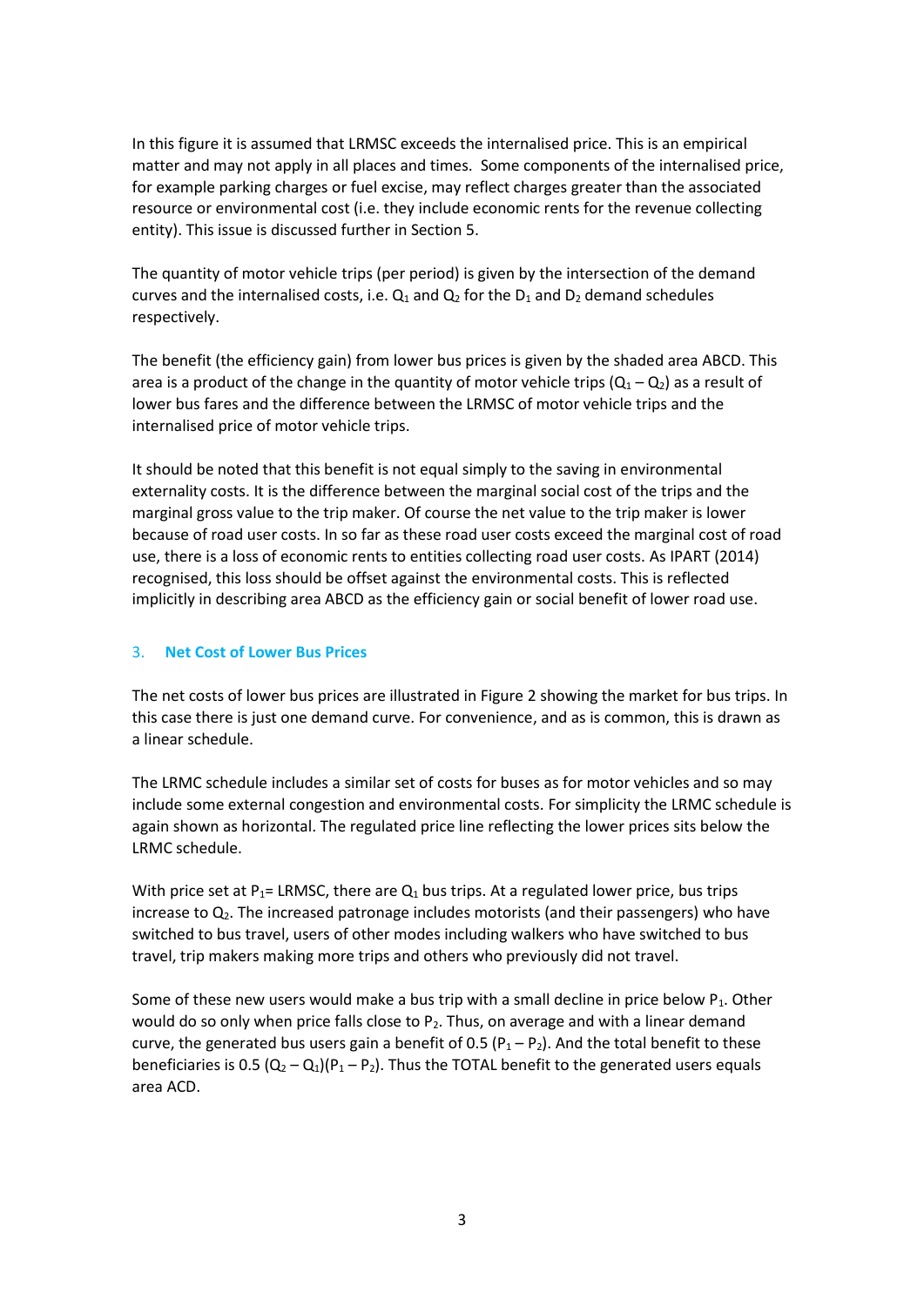In this figure it is assumed that LRMSC exceeds the internalised price. This is an empirical matter and may not apply in all places and times. Some components of the internalised price, for example parking charges or fuel excise, may reflect charges greater than the associated resource or environmental cost (i.e. they include economic rents for the revenue collecting entity). This issue is discussed further in Section 5.

The quantity of motor vehicle trips (per period) is given by the intersection of the demand curves and the internalised costs, i.e. $Q_1$ and $Q_2$ for the $D_1$ and $D_2$ demand schedules respectively.

The benefit (the efficiency gain) from lower bus prices is given by the shaded area ABCD. This area is a product of the change in the quantity of motor vehicle trips ($Q_1 – Q_2$) as a result of lower bus fares and the difference between the LRMSC of motor vehicle trips and the internalised price of motor vehicle trips.

It should be noted that this benefit is not equal simply to the saving in environmental externality costs. It is the difference between the marginal social cost of the trips and the marginal gross value to the trip maker. Of course the net value to the trip maker is lower because of road user costs. In so far as these road user costs exceed the marginal cost of road use, there is a loss of economic rents to entities collecting road user costs. As IPART (2014) recognised, this loss should be offset against the environmental costs. This is reflected implicitly in describing area ABCD as the efficiency gain or social benefit of lower road use.

## 3. Net Cost of Lower Bus Prices

The net costs of lower bus prices are illustrated in Figure 2 showing the market for bus trips. In this case there is just one demand curve. For convenience, and as is common, this is drawn as a linear schedule.

The LRMC schedule includes a similar set of costs for buses as for motor vehicles and so may include some external congestion and environmental costs. For simplicity the LRMC schedule is again shown as horizontal. The regulated price line reflecting the lower prices sits below the LRMC schedule.

With price set at $P_1$= LRMSC, there are $Q_1$ bus trips. At a regulated lower price, bus trips increase to $Q_2$. The increased patronage includes motorists (and their passengers) who have switched to bus travel, users of other modes including walkers who have switched to bus travel, trip makers making more trips and others who previously did not travel.

Some of these new users would make a bus trip with a small decline in price below $P_1$. Other would do so only when price falls close to $P_2$. Thus, on average and with a linear demand curve, the generated bus users gain a benefit of 0.5 ($P_1 – P_2$). And the total benefit to these beneficiaries is 0.5 ($Q_2 – Q_1$)($P_1 – P_2$). Thus the TOTAL benefit to the generated users equals area ACD.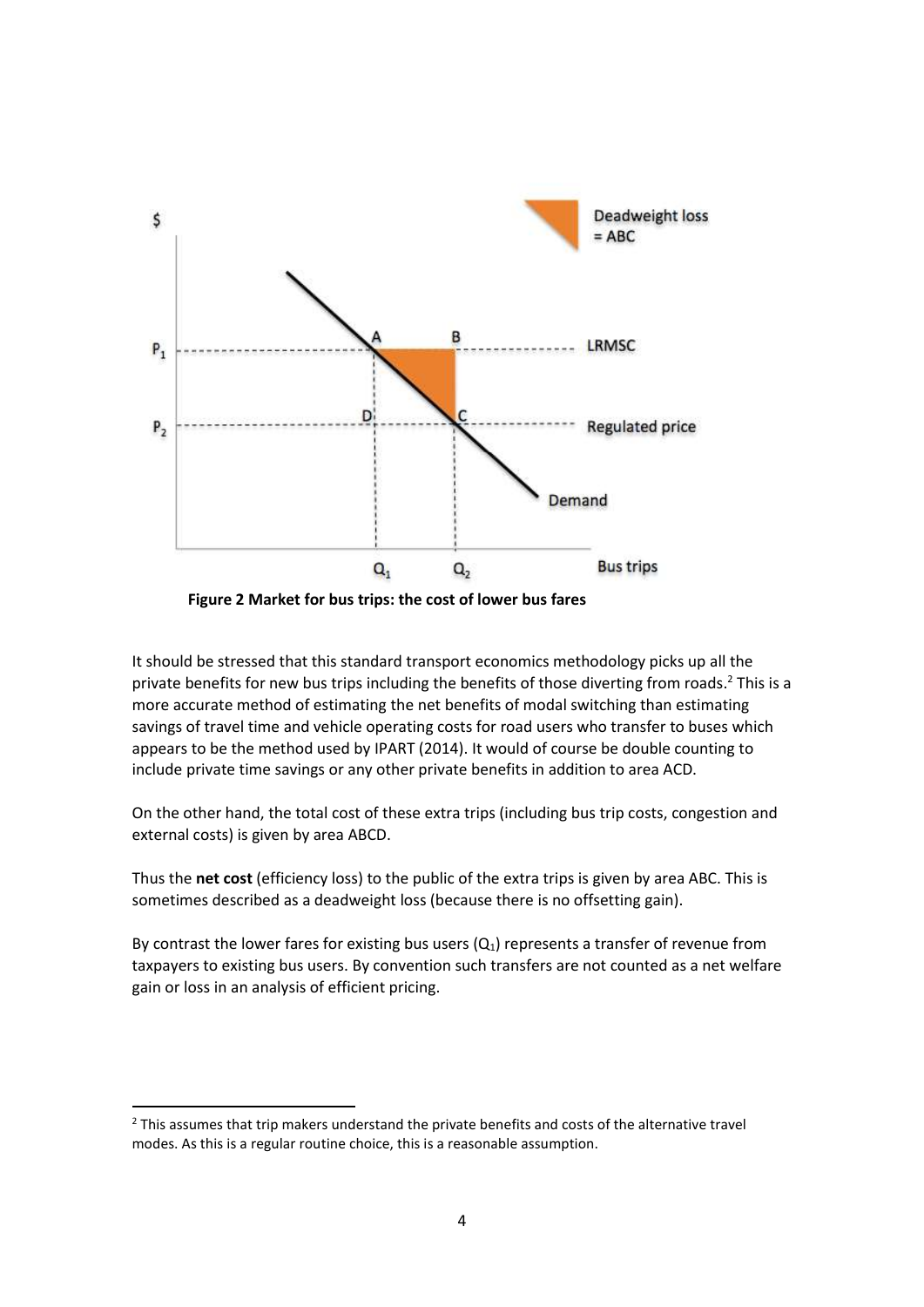Figure 2 Market for bus trips: the cost of lower bus fares

It should be stressed that this standard transport economics methodology picks up all the private benefits for new bus trips including the benefits of those diverting from roads.[2] This is a more accurate method of estimating the net benefits of modal switching than estimating savings of travel time and vehicle operating costs for road users who transfer to buses which appears to be the method used by IPART (2014). It would of course be double counting to include private time savings or any other private benefits in addition to area ACD.

On the other hand, the total cost of these extra trips (including bus trip costs, congestion and external costs) is given by area ABCD.

Thus the **net cost** (efficiency loss) to the public of the extra trips is given by area ABC. This is sometimes described as a deadweight loss (because there is no offsetting gain).

By contrast the lower fares for existing bus users ($Q_1$) represents a transfer of revenue from taxpayers to existing bus users. By convention such transfers are not counted as a net welfare gain or loss in an analysis of efficient pricing.

[2] This assumes that trip makers understand the private benefits and costs of the alternative travel modes. As this is a regular routine choice, this is a reasonable assumption.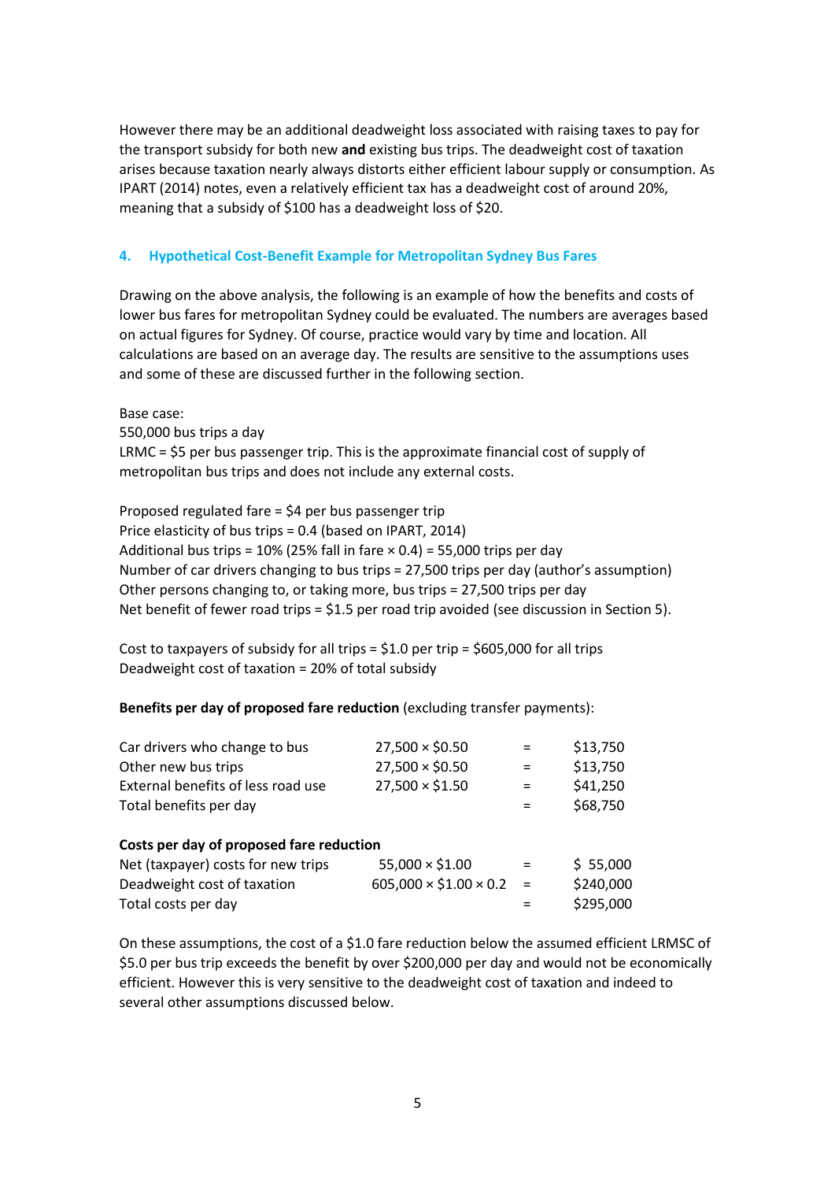However there may be an additional deadweight loss associated with raising taxes to pay for the transport subsidy for both new **and** existing bus trips. The deadweight cost of taxation arises because taxation nearly always distorts either efficient labour supply or consumption. As IPART (2014) notes, even a relatively efficient tax has a deadweight cost of around 20%, meaning that a subsidy of $100 has a deadweight loss of $20.

## 4. Hypothetical Cost-Benefit Example for Metropolitan Sydney Bus Fares

Drawing on the above analysis, the following is an example of how the benefits and costs of lower bus fares for metropolitan Sydney could be evaluated. The numbers are averages based on actual figures for Sydney. Of course, practice would vary by time and location. All calculations are based on an average day. The results are sensitive to the assumptions uses and some of these are discussed further in the following section.

Base case:
550,000 bus trips a day
LRMC = $5 per bus passenger trip. This is the approximate financial cost of supply of metropolitan bus trips and does not include any external costs.

Proposed regulated fare = $4 per bus passenger trip
Price elasticity of bus trips = 0.4 (based on IPART, 2014)
Additional bus trips = 10% (25% fall in fare × 0.4) = 55,000 trips per day
Number of car drivers changing to bus trips = 27,500 trips per day (author's assumption)
Other persons changing to, or taking more, bus trips = 27,500 trips per day
Net benefit of fewer road trips = $1.5 per road trip avoided (see discussion in Section 5).

Cost to taxpayers of subsidy for all trips = $1.0 per trip = $605,000 for all trips
Deadweight cost of taxation = 20% of total subsidy

**Benefits per day of proposed fare reduction** (excluding transfer payments):

| | | | |
|---|---|---|---|
| Car drivers who change to bus | 27,500 × $0.50 | = | $13,750 |
| Other new bus trips | 27,500 × $0.50 | = | $13,750 |
| External benefits of less road use | 27,500 × $1.50 | = | $41,250 |
| Total benefits per day | | = | $68,750 |

**Costs per day of proposed fare reduction**

| | | | |
|---|---|---|---|
| Net (taxpayer) costs for new trips | 55,000 × $1.00 | = | $ 55,000 |
| Deadweight cost of taxation | 605,000 × $1.00 × 0.2 | = | $240,000 |
| Total costs per day | | = | $295,000 |

On these assumptions, the cost of a $1.0 fare reduction below the assumed efficient LRMSC of $5.0 per bus trip exceeds the benefit by over $200,000 per day and would not be economically efficient. However this is very sensitive to the deadweight cost of taxation and indeed to several other assumptions discussed below.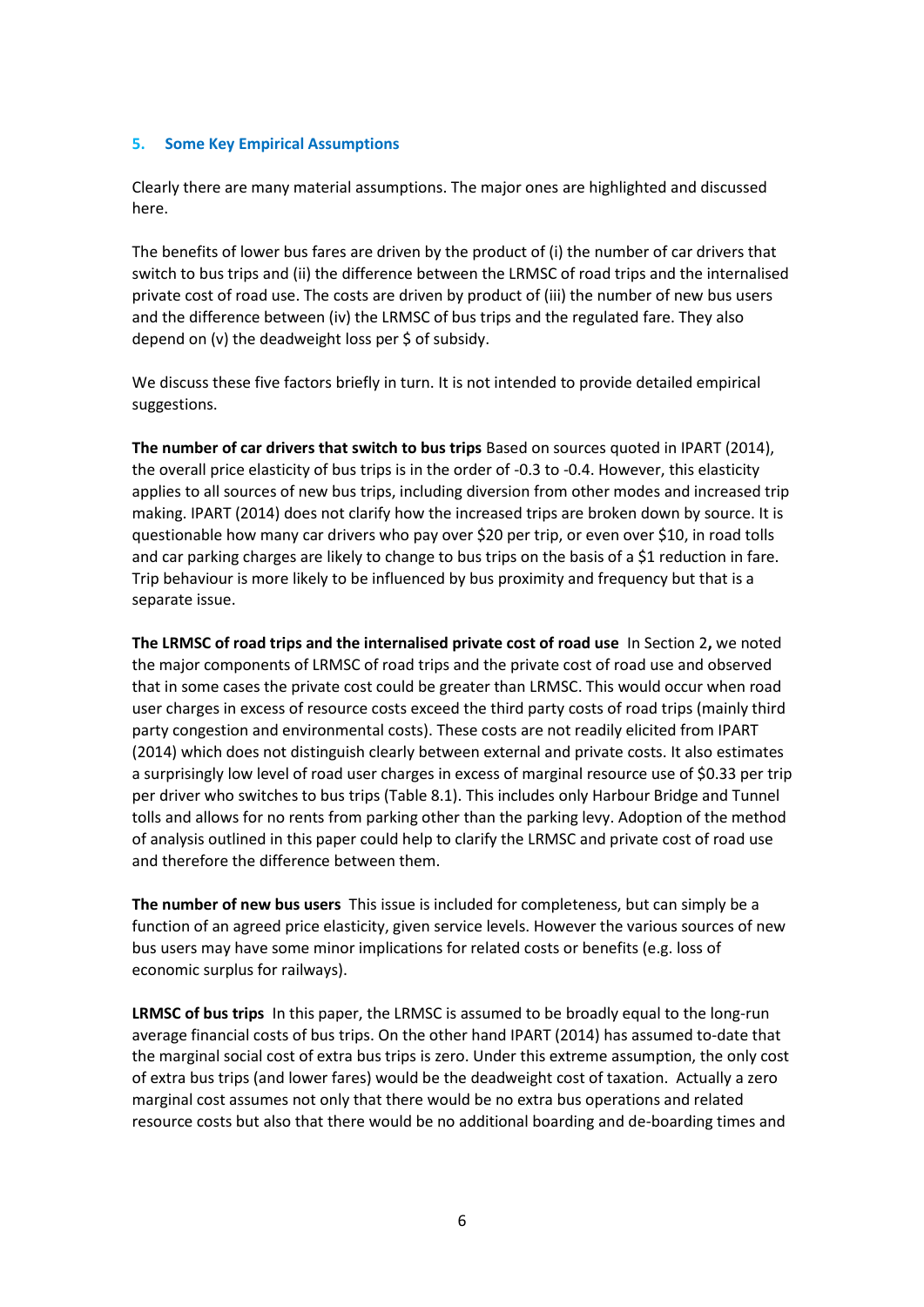## 5. Some Key Empirical Assumptions

Clearly there are many material assumptions. The major ones are highlighted and discussed here.

The benefits of lower bus fares are driven by the product of (i) the number of car drivers that switch to bus trips and (ii) the difference between the LRMSC of road trips and the internalised private cost of road use. The costs are driven by product of (iii) the number of new bus users and the difference between (iv) the LRMSC of bus trips and the regulated fare. They also depend on (v) the deadweight loss per $ of subsidy.

We discuss these five factors briefly in turn. It is not intended to provide detailed empirical suggestions.

**The number of car drivers that switch to bus trips** Based on sources quoted in IPART (2014), the overall price elasticity of bus trips is in the order of -0.3 to -0.4. However, this elasticity applies to all sources of new bus trips, including diversion from other modes and increased trip making. IPART (2014) does not clarify how the increased trips are broken down by source. It is questionable how many car drivers who pay over $20 per trip, or even over $10, in road tolls and car parking charges are likely to change to bus trips on the basis of a $1 reduction in fare. Trip behaviour is more likely to be influenced by bus proximity and frequency but that is a separate issue.

**The LRMSC of road trips and the internalised private cost of road use** In Section 2**,** we noted the major components of LRMSC of road trips and the private cost of road use and observed that in some cases the private cost could be greater than LRMSC. This would occur when road user charges in excess of resource costs exceed the third party costs of road trips (mainly third party congestion and environmental costs). These costs are not readily elicited from IPART (2014) which does not distinguish clearly between external and private costs. It also estimates a surprisingly low level of road user charges in excess of marginal resource use of $0.33 per trip per driver who switches to bus trips (Table 8.1). This includes only Harbour Bridge and Tunnel tolls and allows for no rents from parking other than the parking levy. Adoption of the method of analysis outlined in this paper could help to clarify the LRMSC and private cost of road use and therefore the difference between them.

**The number of new bus users** This issue is included for completeness, but can simply be a function of an agreed price elasticity, given service levels. However the various sources of new bus users may have some minor implications for related costs or benefits (e.g. loss of economic surplus for railways).

**LRMSC of bus trips** In this paper, the LRMSC is assumed to be broadly equal to the long-run average financial costs of bus trips. On the other hand IPART (2014) has assumed to-date that the marginal social cost of extra bus trips is zero. Under this extreme assumption, the only cost of extra bus trips (and lower fares) would be the deadweight cost of taxation. Actually a zero marginal cost assumes not only that there would be no extra bus operations and related resource costs but also that there would be no additional boarding and de-boarding times and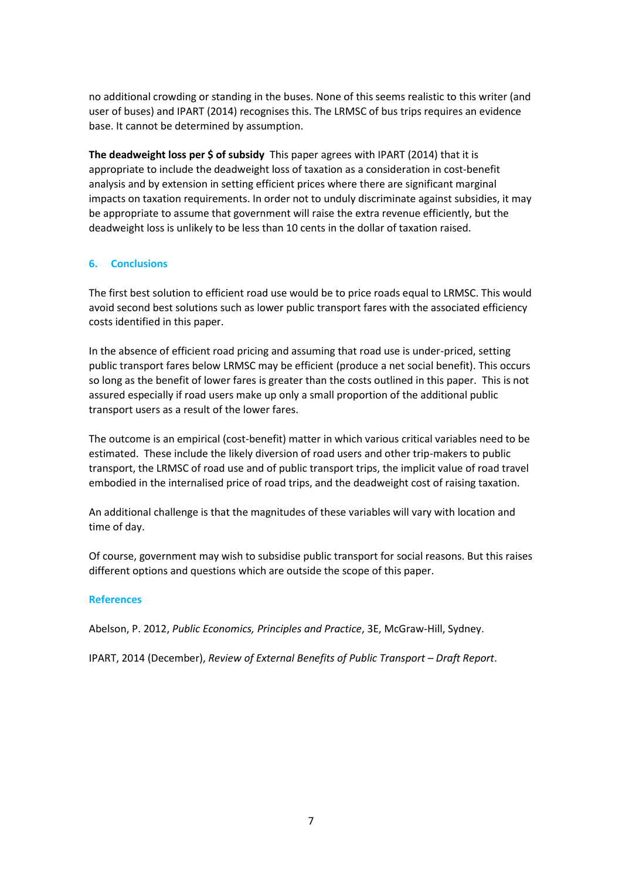no additional crowding or standing in the buses. None of this seems realistic to this writer (and user of buses) and IPART (2014) recognises this. The LRMSC of bus trips requires an evidence base. It cannot be determined by assumption.

**The deadweight loss per $ of subsidy** This paper agrees with IPART (2014) that it is appropriate to include the deadweight loss of taxation as a consideration in cost-benefit analysis and by extension in setting efficient prices where there are significant marginal impacts on taxation requirements. In order not to unduly discriminate against subsidies, it may be appropriate to assume that government will raise the extra revenue efficiently, but the deadweight loss is unlikely to be less than 10 cents in the dollar of taxation raised.

## 6. Conclusions

The first best solution to efficient road use would be to price roads equal to LRMSC. This would avoid second best solutions such as lower public transport fares with the associated efficiency costs identified in this paper.

In the absence of efficient road pricing and assuming that road use is under-priced, setting public transport fares below LRMSC may be efficient (produce a net social benefit). This occurs so long as the benefit of lower fares is greater than the costs outlined in this paper. This is not assured especially if road users make up only a small proportion of the additional public transport users as a result of the lower fares.

The outcome is an empirical (cost-benefit) matter in which various critical variables need to be estimated. These include the likely diversion of road users and other trip-makers to public transport, the LRMSC of road use and of public transport trips, the implicit value of road travel embodied in the internalised price of road trips, and the deadweight cost of raising taxation.

An additional challenge is that the magnitudes of these variables will vary with location and time of day.

Of course, government may wish to subsidise public transport for social reasons. But this raises different options and questions which are outside the scope of this paper.

## References

Abelson, P. 2012, *Public Economics, Principles and Practice*, 3E, McGraw-Hill, Sydney.

IPART, 2014 (December), *Review of External Benefits of Public Transport – Draft Report*.